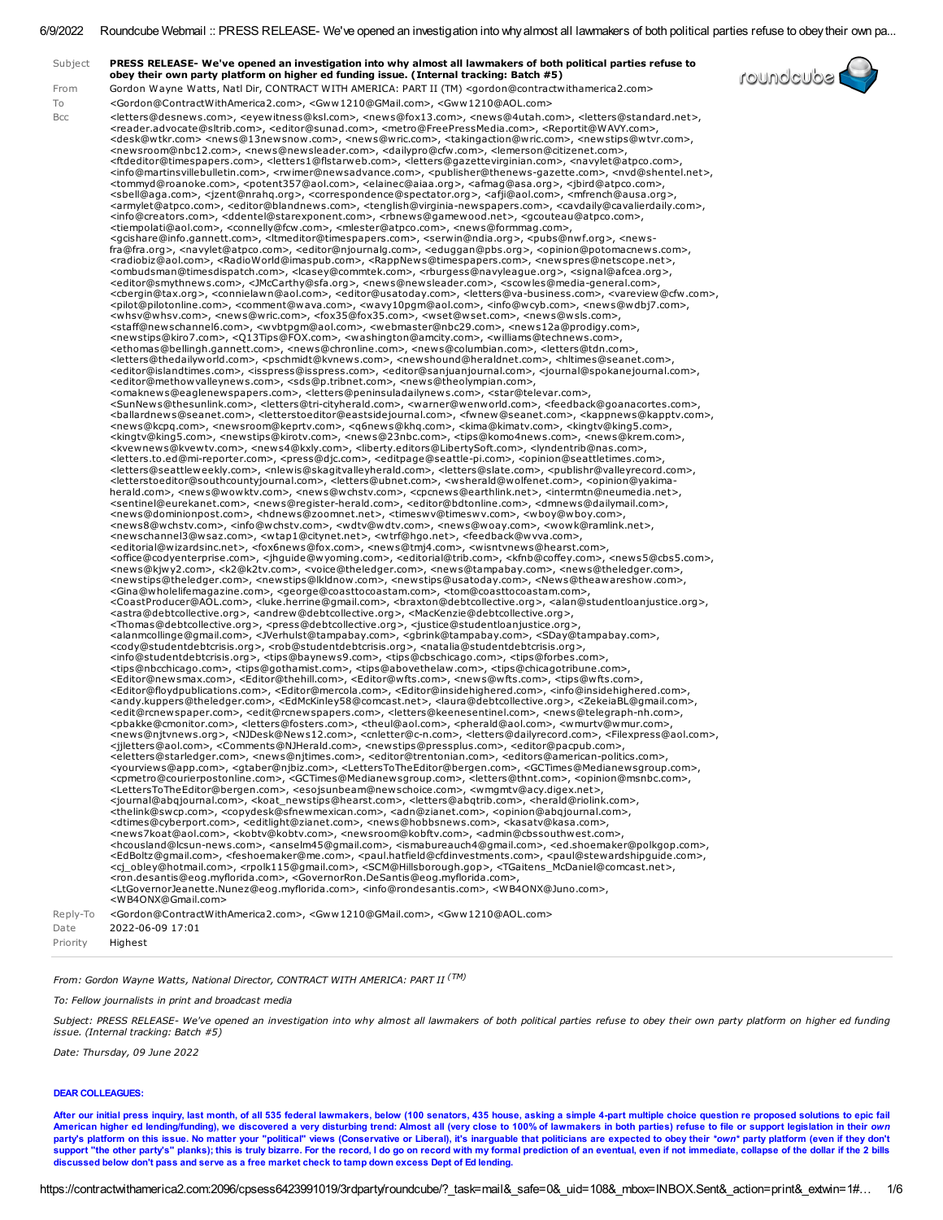| | |
|---|---|
| Subject | **PRESS RELEASE- We've opened an investigation into why almost all lawmakers of both political parties refuse to obey their own party platform on higher ed funding issue. (Internal tracking: Batch #5)** |
| From | Gordon Wayne Watts, Natl Dir, CONTRACT WITH AMERICA: PART II (TM) <gordon@contractwithamerica2.com> |
| To | <Gordon@ContractWithAmerica2.com>, <Gww1210@GMail.com>, <Gww1210@AOL.com> |
| Bcc | <letters@desnews.com>, <eyewitness@ksl.com>, <news@fox13.com>, <news@4utah.com>, <letters@standard.net>, <reader.advocate@sltrib.com>, <editor@sunad.com>, <metro@FreePressMedia.com>, <Reportit@WAVY.com>, <desk@wtkr.com> <news@13newsnow.com>, <news@wric.com>, <takingaction@wric.com>, <newstips@wtvr.com>, <newsroom@nbc12.com>, <news@newsleader.com>, <dailypro@cfw.com>, <lemerson@citizenet.com>, <ftdeditor@timespapers.com>, <letters1@flstarweb.com>, <letters@gazettevirginian.com>, <navylet@atpco.com>, <info@martinsvillebulletin.com>, <rwimer@newsadvance.com>, <publisher@thenews-gazette.com>, <nvd@shentel.net>, <tommyd@roanoke.com>, <potent357@aol.com>, <elainec@aiaa.org>, <afmag@asa.org>, <jbird@atpco.com>, <sbell@aga.com>, <jzent@nrahq.org>, <correspondence@spectator.org>, <afji@aol.com>, <mfrench@ausa.org>, <armylet@atpco.com>, <editor@blandnews.com>, <tenglish@virginia-newspapers.com>, <cavdaily@cavalierdaily.com>, <info@creators.com>, <ddentel@starexponent.com>, <rbnews@gamewood.net>, <gcouteau@atpco.com>, <tiempolati@aol.com>, <connelly@fcw.com>, <mlester@atpco.com>, <news@formmag.com>, <gcishare@info.gannett.com>, <ltmeditor@timespapers.com>, <serwin@ndia.org>, <pubs@nwf.org>, <news-fra@fra.org>, <navylet@atpco.com>, <editor@njournalg.com>, <eduggan@pbs.org>, <opinion@potomacnews.com>, <radiobiz@aol.com>, <RadioWorld@imaspub.com>, <RappNews@timespapers.com>, <newspres@netscope.net>, <ombudsman@timesdispatch.com>, <lcasey@commtek.com>, <rburgess@navyleague.org>, <signal@afcea.org>, <editor@smythnews.com>, <JMcCarthy@sfa.org>, <news@newsleader.com>, <scowles@media-general.com>, <cbergin@tax.org>, <connielawn@aol.com>, <editor@usatoday.com>, <letters@va-business.com>, <vareview@cfw.com>, <pilot@pilotonline.com>, <comment@wava.com>, <wavy10pgm@aol.com>, <info@wcyb.com>, <news@wdbj7.com>, <whsv@whsv.com>, <news@wric.com>, <fox35@fox35.com>, <wset@wset.com>, <news@wsls.com>, <staff@newschannel6.com>, <wvbtpgm@aol.com>, <webmaster@nbc29.com>, <news12a@prodigy.com>, <newstips@kiro7.com>, <Q13Tips@FOX.com>, <washington@amcity.com>, <williams@technews.com>, <ethomas@bellingh.gannett.com>, <news@chronline.com>, <news@columbian.com>, <letters@tdn.com>, <letters@thedailyworld.com>, <pschmidt@kvnews.com>, <newshound@heraldnet.com>, <hltimes@seanet.com>, <editor@islandtimes.com>, <isspress@isspress.com>, <editor@sanjuanjournal.com>, <journal@spokanejournal.com>, <editor@methowvalleynews.com>, <sds@p.tribnet.com>, <news@theolympian.com>, <omaknews@eaglenewspapers.com>, <letters@peninsuladailynews.com>, <star@televar.com>, <SunNews@thesunlink.com>, <letters@tri-cityherald.com>, <warner@wenworld.com>, <feedback@goanacortes.com>, <ballardnews@seanet.com>, <letterstoeditor@eastsidejournal.com>, <fwnew@seanet.com>, <kappnews@kapptv.com>, <news@kcpq.com>, <newsroom@keprtv.com>, <q6news@khq.com>, <kima@kimatv.com>, <kingtv@king5.com>, <kingtv@king5.com>, <newstips@kirotv.com>, <news@23nbc.com>, <tips@komo4news.com>, <news@krem.com>, <kvewnews@kvewtv.com>, <news4@kxly.com>, <liberty.editors@LibertySoft.com>, <lyndentrib@nas.com>, <letters.to.ed@mi-reporter.com>, <press@djc.com>, <editpage@seattle-pi.com>, <opinion@seattletimes.com>, <letters@seattleweekly.com>, <nlewis@skagitvalleyherald.com>, <letters@slate.com>, <publishr@valleyrecord.com>, <letterstoeditor@southcountyjournal.com>, <letters@ubnet.com>, <wsherald@wolfenet.com>, <opinion@yakima-herald.com>, <news@wowktv.com>, <news@wchstv.com>, <cpcnews@earthlink.net>, <intermtn@neumedia.net>, <sentinel@eurekanet.com>, <news@register-herald.com>, <editor@bdtonline.com>, <dmnews@dailymail.com>, <news@dominionpost.com>, <hdnews@zoomnet.net>, <timeswv@timeswv.com>, <wboy@wboy.com>, <news8@wchstv.com>, <info@wchstv.com>, <wdtv@wdtv.com>, <news@woay.com>, <wowk@ramlink.net>, <newschannel3@wsaz.com>, <wtap1@citynet.net>, <wtrf@hgo.net>, <feedback@wvva.com>, <editorial@wizardsinc.net>, <fox6news@fox.com>, <news@tmj4.com>, <wisntvnews@hearst.com>, <office@codyenterprise.com>, <jhguide@wyoming.com>, <editorial@trib.com>, <kfnb@coffey.com>, <news5@cbs5.com>, <news@kjwy2.com>, <k2@k2tv.com>, <voice@theledger.com>, <news@tampabay.com>, <news@theledger.com>, <newstips@theledger.com>, <newstips@lkldnow.com>, <newstips@usatoday.com>, <News@theawareshow.com>, <Gina@wholelifemagazine.com>, <george@coasttocoastam.com>, <tom@coasttocoastam.com>, <CoastProducer@AOL.com>, <luke.herrine@gmail.com>, <braxton@debtcollective.org>, <alan@studentloanjustice.org>, <astra@debtcollective.org>, <andrew@debtcollective.org>, <MacKenzie@debtcollective.org>, <Thomas@debtcollective.org>, <press@debtcollective.org>, <justice@studentloanjustice.org>, <alanmcollinge@gmail.com>, <JVerhulst@tampabay.com>, <gbrink@tampabay.com>, <SDay@tampabay.com>, <cody@studentdebtcrisis.org>, <rob@studentdebtcrisis.org>, <natalia@studentdebtcrisis.org>, <info@studentdebtcrisis.org>, <tips@baynews9.com>, <tips@cbschicago.com>, <tips@forbes.com>, <tips@nbcchicago.com>, <tips@gothamist.com>, <tips@abovethelaw.com>, <tips@chicagotribune.com>, <Editor@newsmax.com>, <Editor@thehill.com>, <Editor@wfts.com>, <news@wfts.com>, <tips@wfts.com>, <Editor@floydpublications.com>, <Editor@mercola.com>, <Editor@insidehighered.com>, <info@insidehighered.com>, <andy.kuppers@theledger.com>, <EdMcKinley58@comcast.net>, <laura@debtcollective.org>, <ZekeiaBL@gmail.com>, <edit@rcnewspaper.com>, <edit@rcnewspapers.com>, <letters@keenesentinel.com>, <news@telegraph-nh.com>, <pbakke@cmonitor.com>, <letters@fosters.com>, <theul@aol.com>, <pherald@aol.com>, <wmurtv@wmur.com>, <news@njtvnews.org>, <NJDesk@News12.com>, <cnletter@c-n.com>, <letters@dailyrecord.com>, <Filexpress@aol.com>, <jjletters@aol.com>, <Comments@NJHerald.com>, <newstips@pressplus.com>, <editor@pacpub.com>, <eletters@starledger.com>, <news@njtimes.com>, <editor@trentonian.com>, <editors@american-politics.com>, <yourviews@app.com>, <gtaber@njbiz.com>, <LettersToTheEditor@bergen.com>, <GCTimes@Medianewsgroup.com>, <cpmetro@courierpostonline.com>, <GCTimes@Medianewsgroup.com>, <letters@thnt.com>, <opinion@msnbc.com>, <LettersToTheEditor@bergen.com>, <esojsunbeam@newschoice.com>, <wmgmtv@acy.digex.net>, <journal@abqjournal.com>, <koat_newstips@hearst.com>, <letters@abqtrib.com>, <herald@riolink.com>, <thelink@swcp.com>, <copydesk@sfnewmexican.com>, <adn@zianet.com>, <opinion@abqjournal.com>, <dtimes@cyberport.com>, <editlight@zianet.com>, <news@hobbsnews.com>, <kasatv@kasa.com>, <news7koat@aol.com>, <kobtv@kobtv.com>, <newsroom@kobftv.com>, <admin@cbssouthwest.com>, <hcousland@lcsun-news.com>, <anselm45@gmail.com>, <ismabureauch4@gmail.com>, <ed.shoemaker@polkgop.com>, <EdBoltz@gmail.com>, <feshoemaker@me.com>, <paul.hatfield@cfdinvestments.com>, <paul@stewardshipguide.com>, <cj_obley@hotmail.com>, <rpolk115@gmail.com>, <SCM@Hillsborough.gop>, <TGaitens_McDaniel@comcast.net>, <ron.desantis@eog.myflorida.com>, <GovernorRon.DeSantis@eog.myflorida.com>, <LtGovernorJeanette.Nunez@eog.myflorida.com>, <info@rondesantis.com>, <WB4ONX@Juno.com>, <WB4ONX@Gmail.com> |
| Reply-To | <Gordon@ContractWithAmerica2.com>, <Gww1210@GMail.com>, <Gww1210@AOL.com> |
| Date | 2022-06-09 17:01 |
| Priority | Highest |

*From: Gordon Wayne Watts, National Director, CONTRACT WITH AMERICA: PART II (TM)*

*To: Fellow journalists in print and broadcast media*

*Subject: PRESS RELEASE- We've opened an investigation into why almost all lawmakers of both political parties refuse to obey their own party platform on higher ed funding issue. (Internal tracking: Batch #5)*

*Date: Thursday, 09 June 2022*

**DEAR COLLEAGUES:**

**After our initial press inquiry, last month, of all 535 federal lawmakers, below (100 senators, 435 house, asking a simple 4-part multiple choice question re proposed solutions to epic fail American higher ed lending/funding), we discovered a very disturbing trend: Almost all (very close to 100% of lawmakers in both parties) refuse to file or support legislation in their *own* party's platform on this issue. No matter your "political" views (Conservative or Liberal), it's inarguable that politicians are expected to obey their \*own\* party platform (even if they don't support "the other party's" planks); this is truly bizarre. For the record, I do go on record with my formal prediction of an eventual, even if not immediate, collapse of the dollar if the 2 bills discussed below don't pass and serve as a free market check to tamp down excess Dept of Ed lending.**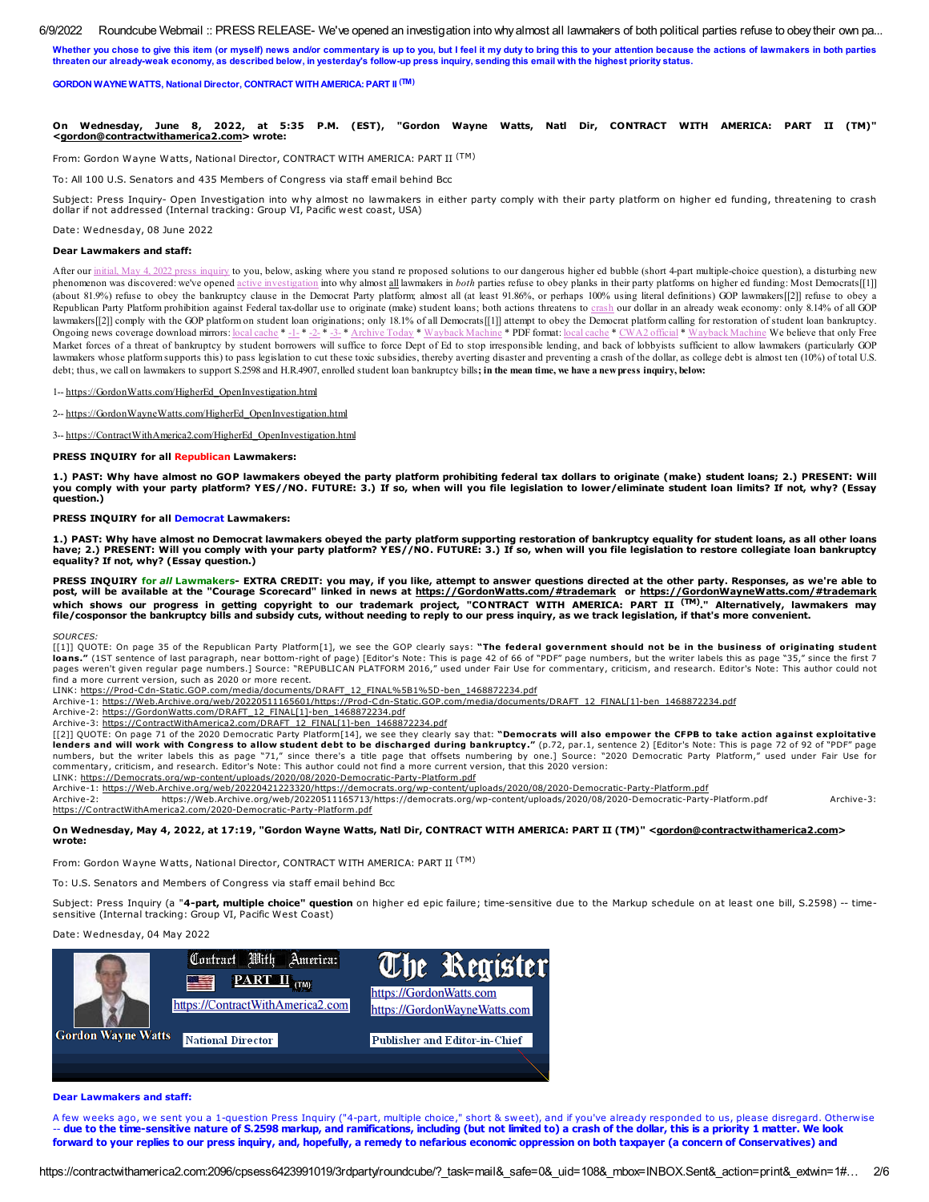**Whether you chose to give this item (or myself) news and/or commentary is up to you, but I feel it my duty to bring this to your attention because the actions of lawmakers in both parties threaten our already-weak economy, as described below, in yesterday's follow-up press inquiry, sending this email with the highest priority status.**

**GORDON WAYNE WATTS, National Director, CONTRACT WITH AMERICA: PART II (TM)**

**On Wednesday, June 8, 2022, at 5:35 P.M. (EST), "Gordon Wayne Watts, Natl Dir, CONTRACT WITH AMERICA: PART II (TM)" <gordon@contractwithamerica2.com> wrote:**

From: Gordon Wayne Watts, National Director, CONTRACT WITH AMERICA: PART II (TM)

To: All 100 U.S. Senators and 435 Members of Congress via staff email behind Bcc

Subject: Press Inquiry- Open Investigation into why almost no lawmakers in either party comply with their party platform on higher ed funding, threatening to crash dollar if not addressed (Internal tracking: Group VI, Pacific west coast, USA)

Date: Wednesday, 08 June 2022

**Dear Lawmakers and staff:**

After our initial, May 4, 2022 press inquiry to you, below, asking where you stand re proposed solutions to our dangerous higher ed bubble (short 4-part multiple-choice question), a disturbing new phenomenon was discovered: we've opened active investigation into why almost all lawmakers in *both* parties refuse to obey planks in their party platforms on higher ed funding: Most Democrats[[1]] (about 81.9%) refuse to obey the bankruptcy clause in the Democrat Party platform; almost all (at least 91.86%, or perhaps 100% using literal definitions) GOP lawmakers[[2]] refuse to obey a Republican Party Platform prohibition against Federal tax-dollar use to originate (make) student loans; both actions threatens to crash our dollar in an already weak economy: only 8.14% of all GOP lawmakers[[2]] comply with the GOP platform on student loan originations; only 18.1% of all Democrats[[1]] attempt to obey the Democrat platform calling for restoration of student loan bankruptcy. Ongoing news coverage download mirrors: local cache * -1- * -2- * -3- * Archive Today * Wayback Machine * PDF format: local cache * CWA2 official * Wayback Machine We believe that only Free Market forces of a threat of bankruptcy by student borrowers will suffice to force Dept of Ed to stop irresponsible lending, and back of lobbyists sufficient to allow lawmakers (particularly GOP lawmakers whose platform supports this) to pass legislation to cut these toxic subsidies, thereby averting disaster and preventing a crash of the dollar, as college debt is almost ten (10%) of total U.S. debt; thus, we call on lawmakers to support S.2598 and H.R.4907, enrolled student loan bankruptcy bills**; in the mean time, we have a new press inquiry, below:**

1-- https://GordonWatts.com/HigherEd_OpenInvestigation.html

2-- https://GordonWayneWatts.com/HigherEd_OpenInvestigation.html

3-- https://ContractWithAmerica2.com/HigherEd_OpenInvestigation.html

**PRESS INQUIRY for all Republican Lawmakers:**

**1.) PAST: Why have almost no GOP lawmakers obeyed the party platform prohibiting federal tax dollars to originate (make) student loans; 2.) PRESENT: Will you comply with your party platform? YES//NO. FUTURE: 3.) If so, when will you file legislation to lower/eliminate student loan limits? If not, why? (Essay question.)**

**PRESS INQUIRY for all Democrat Lawmakers:**

**1.) PAST: Why have almost no Democrat lawmakers obeyed the party platform supporting restoration of bankruptcy equality for student loans, as all other loans have; 2.) PRESENT: Will you comply with your party platform? YES//NO. FUTURE: 3.) If so, when will you file legislation to restore collegiate loan bankruptcy equality? If not, why? (Essay question.)**

**PRESS INQUIRY for *all* Lawmakers- EXTRA CREDIT: you may, if you like, attempt to answer questions directed at the other party. Responses, as we're able to post, will be available at the "Courage Scorecard" linked in news at https://GordonWatts.com/#trademark or https://GordonWayneWatts.com/#trademark which shows our progress in getting copyright to our trademark project, "CONTRACT WITH AMERICA: PART II (TM)." Alternatively, lawmakers may file/cosponsor the bankruptcy bills and subsidy cuts, without needing to reply to our press inquiry, as we track legislation, if that's more convenient.**

*SOURCES:*
[[1]] QUOTE: On page 35 of the Republican Party Platform[1], we see the GOP clearly says: **"The federal government should not be in the business of originating student loans."** (1ST sentence of last paragraph, near bottom-right of page) [Editor's Note: This is page 42 of 66 of "PDF" page numbers, but the writer labels this as page "35," since the first 7 pages weren't given regular page numbers.] Source: "REPUBLICAN PLATFORM 2016," used under Fair Use for commentary, criticism, and research. Editor's Note: This author could not find a more current version, such as 2020 or more recent.
LINK: https://Prod-Cdn-Static.GOP.com/media/documents/DRAFT_12_FINAL%5B1%5D-ben_1468872234.pdf
Archive-1: https://Web.Archive.org/web/20220511165601/https://Prod-Cdn-Static.GOP.com/media/documents/DRAFT_12_FINAL[1]-ben_1468872234.pdf
Archive-2: https://GordonWatts.com/DRAFT_12_FINAL[1]-ben_1468872234.pdf
Archive-3: https://ContractWithAmerica2.com/DRAFT_12_FINAL[1]-ben_1468872234.pdf
[[2]] QUOTE: On page 71 of the 2020 Democratic Party Platform[14], we see they clearly say that: **"Democrats will also empower the CFPB to take action against exploitative lenders and will work with Congress to allow student debt to be discharged during bankruptcy."** (p.72, par.1, sentence 2) [Editor's Note: This is page 72 of 92 of "PDF" page numbers, but the writer labels this as page "71," since there's a title page that offsets numbering by one.] Source: "2020 Democratic Party Platform," used under Fair Use for commentary, criticism, and research. Editor's Note: This author could not find a more current version, that this 2020 version:
LINK: https://Democrats.org/wp-content/uploads/2020/08/2020-Democratic-Party-Platform.pdf
Archive-1: https://Web.Archive.org/web/20220421223320/https://democrats.org/wp-content/uploads/2020/08/2020-Democratic-Party-Platform.pdf
Archive-2: https://Web.Archive.org/web/20220511165713/https://democrats.org/wp-content/uploads/2020/08/2020-Democratic-Party-Platform.pdf Archive-3: https://ContractWithAmerica2.com/2020-Democratic-Party-Platform.pdf

**On Wednesday, May 4, 2022, at 17:19, "Gordon Wayne Watts, Natl Dir, CONTRACT WITH AMERICA: PART II (TM)" <gordon@contractwithamerica2.com> wrote:**

From: Gordon Wayne Watts, National Director, CONTRACT WITH AMERICA: PART II (TM)

To: U.S. Senators and Members of Congress via staff email behind Bcc

Subject: Press Inquiry (a "**4-part, multiple choice" question** on higher ed epic failure; time-sensitive due to the Markup schedule on at least one bill, S.2598) -- time-sensitive (Internal tracking: Group VI, Pacific West Coast)

Date: Wednesday, 04 May 2022

Gordon Wayne Watts

Contract With America: PART II (TM)
https://ContractWithAmerica2.com
National Director

The Register
https://GordonWatts.com
https://GordonWayneWatts.com
Publisher and Editor-in-Chief

**Dear Lawmakers and staff:**

A few weeks ago, we sent you a 1-question Press Inquiry ("4-part, multiple choice," short & sweet), and if you've already responded to us, please disregard. Otherwise -- **due to the time-sensitive nature of S.2598 markup, and ramifications, including (but not limited to) a crash of the dollar, this is a priority 1 matter. We look forward to your replies to our press inquiry, and, hopefully, a remedy to nefarious economic oppression on both taxpayer (a concern of Conservatives) and**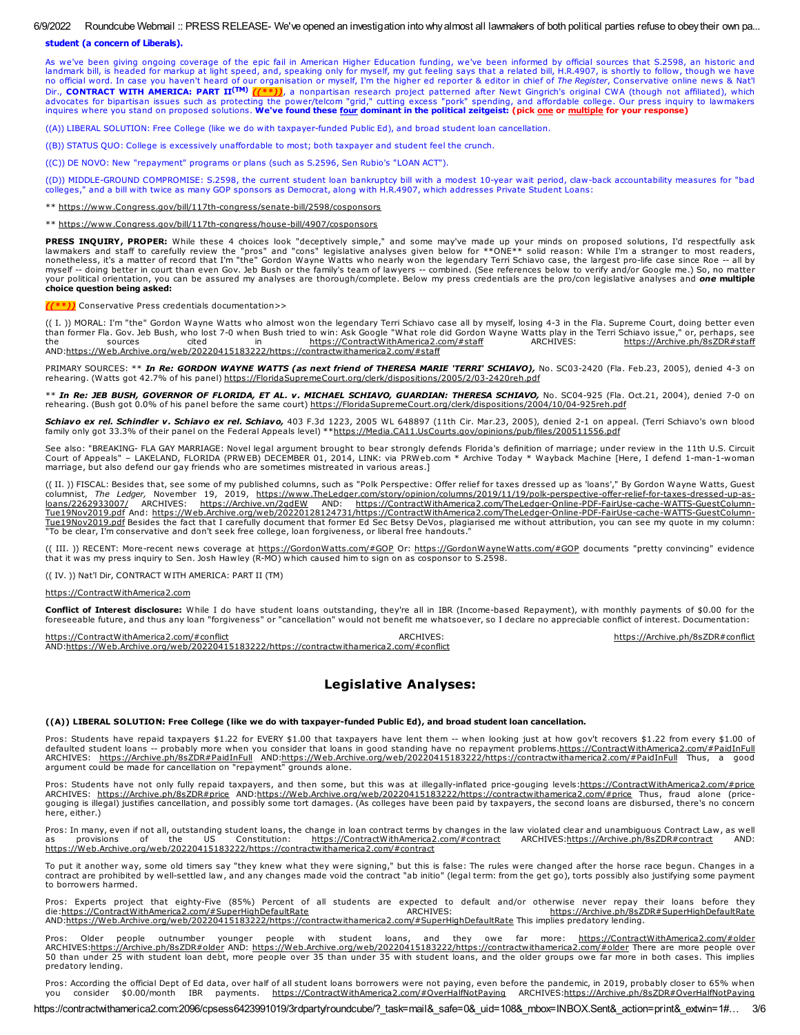**student (a concern of Liberals).**

As we've been giving ongoing coverage of the epic fail in American Higher Education funding, we've been informed by official sources that S.2598, an historic and landmark bill, is headed for markup at light speed, and, speaking only for myself, my gut feeling says that a related bill, H.R.4907, is shortly to follow, though we have no official word. In case you haven't heard of our organisation or myself, I'm the higher ed reporter & editor in chief of *The Register*, Conservative online news & Nat'l Dir., **CONTRACT WITH AMERICA: PART II(TM)** ***((**))***, a nonpartisan research project patterned after Newt Gingrich's original CWA (though not affiliated), which advocates for bipartisan issues such as protecting the power/telecom "grid," cutting excess "pork" spending, and affordable college. Our press inquiry to lawmakers inquires where you stand on proposed solutions. **We've found these four dominant in the political zeitgeist: (pick one or multiple for your response)**

((A)) LIBERAL SOLUTION: Free College (like we do with taxpayer-funded Public Ed), and broad student loan cancellation.

((B)) STATUS QUO: College is excessively unaffordable to most; both taxpayer and student feel the crunch.

((C)) DE NOVO: New "repayment" programs or plans (such as S.2596, Sen Rubio's "LOAN ACT").

((D)) MIDDLE-GROUND COMPROMISE: S.2598, the current student loan bankruptcy bill with a modest 10-year wait period, claw-back accountability measures for "bad colleges," and a bill with twice as many GOP sponsors as Democrat, along with H.R.4907, which addresses Private Student Loans:

** https://www.Congress.gov/bill/117th-congress/senate-bill/2598/cosponsors

** https://www.Congress.gov/bill/117th-congress/house-bill/4907/cosponsors

**PRESS INQUIRY, PROPER:** While these 4 choices look "deceptively simple," and some may've made up your minds on proposed solutions, I'd respectfully ask lawmakers and staff to carefully review the "pros" and "cons" legislative analyses given below for **ONE** solid reason: While I'm a stranger to most readers, nonetheless, it's a matter of record that I'm "the" Gordon Wayne Watts who nearly won the legendary Terri Schiavo case, the largest pro-life case since Roe -- all by myself -- doing better in court than even Gov. Jeb Bush or the family's team of lawyers -- combined. (See references below to verify and/or Google me.) So, no matter your political orientation, you can be assured my analyses are thorough/complete. Below my press credentials are the pro/con legislative analyses and ***one*** **multiple choice question being asked:**

***((**))*** Conservative Press credentials documentation>>

(( I. )) MORAL: I'm "the" Gordon Wayne Watts who almost won the legendary Terri Schiavo case all by myself, losing 4-3 in the Fla. Supreme Court, doing better even than former Fla. Gov. Jeb Bush, who lost 7-0 when Bush tried to win: Ask Google "What role did Gordon Wayne Watts play in the Terri Schiavo issue," or, perhaps, see the sources cited in https://ContractWithAmerica2.com/#staff ARCHIVES: https://Archive.ph/8sZDR#staff AND:https://Web.Archive.org/web/20220415183222/https://contractwithamerica2.com/#staff

PRIMARY SOURCES: ** ***In Re: GORDON WAYNE WATTS (as next friend of THERESA MARIE 'TERRI' SCHIAVO),*** No. SC03-2420 (Fla. Feb.23, 2005), denied 4-3 on rehearing. (Watts got 42.7% of his panel) https://FloridaSupremeCourt.org/clerk/dispositions/2005/2/03-2420reh.pdf

** ***In Re: JEB BUSH, GOVERNOR OF FLORIDA, ET AL. v. MICHAEL SCHIAVO, GUARDIAN: THERESA SCHIAVO,*** No. SC04-925 (Fla. Oct.21, 2004), denied 7-0 on rehearing. (Bush got 0.0% of his panel before the same court) https://FloridaSupremeCourt.org/clerk/dispositions/2004/10/04-925reh.pdf

***Schiavo ex rel. Schindler v. Schiavo ex rel. Schiavo,*** 403 F.3d 1223, 2005 WL 648897 (11th Cir. Mar.23, 2005), denied 2-1 on appeal. (Terri Schiavo's own blood family only got 33.3% of their panel on the Federal Appeals level) **https://Media.CA11.UsCourts.gov/opinions/pub/files/200511556.pdf

See also: "BREAKING- FLA GAY MARRIAGE: Novel legal argument brought to bear strongly defends Florida's definition of marriage; under review in the 11th U.S. Circuit Court of Appeals" – LAKELAND, FLORIDA (PRWEB) DECEMBER 01, 2014, LINK: via PRWeb.com * Archive Today * Wayback Machine [Here, I defend 1-man-1-woman marriage, but also defend our gay friends who are sometimes mistreated in various areas.]

(( II. )) FISCAL: Besides that, see some of my published columns, such as "Polk Perspective: Offer relief for taxes dressed up as 'loans'," By Gordon Wayne Watts, Guest columnist, *The Ledger,* November 19, 2019, https://www.TheLedger.com/story/opinion/columns/2019/11/19/polk-perspective-offer-relief-for-taxes-dressed-up-as-loans/2262933007/ ARCHIVES: https://Archive.vn/2gdEW AND: https://ContractWithAmerica2.com/TheLedger-Online-PDF-FairUse-cache-WATTS-GuestColumn-Tue19Nov2019.pdf And: https://Web.Archive.org/web/20220128124731/https://ContractWithAmerica2.com/TheLedger-Online-PDF-FairUse-cache-WATTS-GuestColumn-Tue19Nov2019.pdf Besides the fact that I carefully document that former Ed Sec Betsy DeVos, plagiarised me without attribution, you can see my quote in my column: "To be clear, I'm conservative and don't seek free college, loan forgiveness, or liberal free handouts."

(( III. )) RECENT: More-recent news coverage at https://GordonWatts.com/#GOP Or: https://GordonWayneWatts.com/#GOP documents "pretty convincing" evidence that it was my press inquiry to Sen. Josh Hawley (R-MO) which caused him to sign on as cosponsor to S.2598.

(( IV. )) Nat'l Dir, CONTRACT WITH AMERICA: PART II (TM)

https://ContractWithAmerica2.com

**Conflict of Interest disclosure:** While I do have student loans outstanding, they're all in IBR (Income-based Repayment), with monthly payments of $0.00 for the foreseeable future, and thus any loan "forgiveness" or "cancellation" would not benefit me whatsoever, so I declare no appreciable conflict of interest. Documentation:

https://ContractWithAmerica2.com/#conflict ARCHIVES: https://Archive.ph/8sZDR#conflict AND:https://Web.Archive.org/web/20220415183222/https://contractwithamerica2.com/#conflict

## Legislative Analyses:

#### ((A)) LIBERAL SOLUTION: Free College (like we do with taxpayer-funded Public Ed), and broad student loan cancellation.

Pros: Students have repaid taxpayers $1.22 for EVERY $1.00 that taxpayers have lent them -- when looking just at how gov't recovers $1.22 from every $1.00 of defaulted student loans -- probably more when you consider that loans in good standing have no repayment problems.https://ContractWithAmerica2.com/#PaidInFull ARCHIVES: https://Archive.ph/8sZDR#PaidInFull AND:https://Web.Archive.org/web/20220415183222/https://contractwithamerica2.com/#PaidInFull Thus, a good argument could be made for cancellation on "repayment" grounds alone.

Pros: Students have not only fully repaid taxpayers, and then some, but this was at illegally-inflated price-gouging levels:https://ContractWithAmerica2.com/#price ARCHIVES: https://Archive.ph/8sZDR#price AND:https://Web.Archive.org/web/20220415183222/https://contractwithamerica2.com/#price Thus, fraud alone (price-gouging is illegal) justifies cancellation, and possibly some tort damages. (As colleges have been paid by taxpayers, the second loans are disbursed, there's no concern here, either.)

Pros: In many, even if not all, outstanding student loans, the change in loan contract terms by changes in the law violated clear and unambiguous Contract Law, as well as provisions of the US Constitution: https://ContractWithAmerica2.com/#contract ARCHIVES:https://Archive.ph/8sZDR#contract AND: https://Web.Archive.org/web/20220415183222/https://contractwithamerica2.com/#contract

To put it another way, some old timers say "they knew what they were signing," but this is false: The rules were changed after the horse race begun. Changes in a contract are prohibited by well-settled law, and any changes made void the contract "ab initio" (legal term: from the get go), torts possibly also justifying some payment to borrowers harmed.

Pros: Experts project that eighty-Five (85%) Percent of all students are expected to default and/or otherwise never repay their loans before they die:https://ContractWithAmerica2.com/#SuperHighDefaultRate ARCHIVES: https://Archive.ph/8sZDR#SuperHighDefaultRate AND:https://Web.Archive.org/web/20220415183222/https://contractwithamerica2.com/#SuperHighDefaultRate This implies predatory lending.

Pros: Older people outnumber younger people with student loans, and they owe far more: https://ContractWithAmerica2.com/#older ARCHIVES:https://Archive.ph/8sZDR#older AND: https://Web.Archive.org/web/20220415183222/https://contractwithamerica2.com/#older There are more people over 50 than under 25 with student loan debt, more people over 35 than under 35 with student loans, and the older groups owe far more in both cases. This implies predatory lending.

Pros: According the official Dept of Ed data, over half of all student loans borrowers were not paying, even before the pandemic, in 2019, probably closer to 65% when you consider $0.00/month IBR payments. https://ContractWithAmerica2.com/#OverHalfNotPaying ARCHIVES:https://Archive.ph/8sZDR#OverHalfNotPaying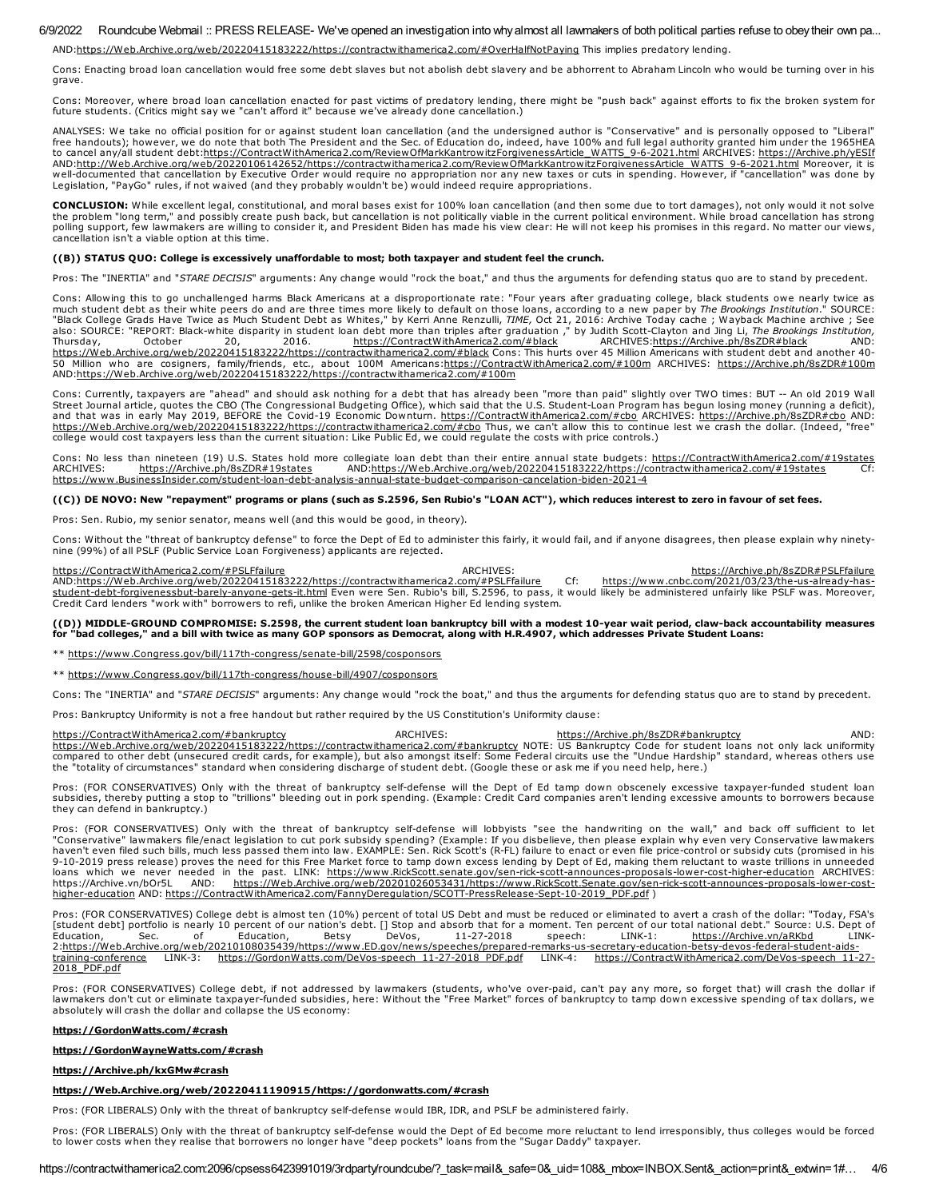AND:https://Web.Archive.org/web/20220415183222/https://contractwithamerica2.com/#OverHalfNotPaying This implies predatory lending.

Cons: Enacting broad loan cancellation would free some debt slaves but not abolish debt slavery and be abhorrent to Abraham Lincoln who would be turning over in his grave.

Cons: Moreover, where broad loan cancellation enacted for past victims of predatory lending, there might be "push back" against efforts to fix the broken system for future students. (Critics might say we "can't afford it" because we've already done cancellation.)

ANALYSES: We take no official position for or against student loan cancellation (and the undersigned author is "Conservative" and is personally opposed to "Liberal" free handouts); however, we do note that both The President and the Sec. of Education do, indeed, have 100% and full legal authority granted him under the 1965HEA to cancel any/all student debt:https://ContractWithAmerica2.com/ReviewOfMarkKantrowitzForgivenessArticle_WATTS_9-6-2021.html ARCHIVES: https://Archive.ph/yESIf AND:http://Web.Archive.org/web/20220106142652/https://contractwithamerica2.com/ReviewOfMarkKantrowitzForgivenessArticle_WATTS_9-6-2021.html Moreover, it is well-documented that cancellation by Executive Order would require no appropriation nor any new taxes or cuts in spending. However, if "cancellation" was done by Legislation, "PayGo" rules, if not waived (and they probably wouldn't be) would indeed require appropriations.

**CONCLUSION:** While excellent legal, constitutional, and moral bases exist for 100% loan cancellation (and then some due to tort damages), not only would it not solve the problem "long term," and possibly create push back, but cancellation is not politically viable in the current political environment. While broad cancellation has strong polling support, few lawmakers are willing to consider it, and President Biden has made his view clear: He will not keep his promises in this regard. No matter our views, cancellation isn't a viable option at this time.

**((B)) STATUS QUO: College is excessively unaffordable to most; both taxpayer and student feel the crunch.**

Pros: The "INERTIA" and "*STARE DECISIS*" arguments: Any change would "rock the boat," and thus the arguments for defending status quo are to stand by precedent.

Cons: Allowing this to go unchallenged harms Black Americans at a disproportionate rate: "Four years after graduating college, black students owe nearly twice as much student debt as their white peers do and are three times more likely to default on those loans, according to a new paper by *The Brookings Institution*." SOURCE: "Black College Grads Have Twice as Much Student Debt as Whites," by Kerri Anne Renzulli, *TIME,* Oct 21, 2016: Archive Today cache ; Wayback Machine archive ; See also: SOURCE: "REPORT: Black-white disparity in student loan debt more than triples after graduation ," by Judith Scott-Clayton and Jing Li, *The Brookings Institution,* Thursday, October 20, 2016. https://ContractWithAmerica2.com/#black ARCHIVES:https://Archive.ph/8sZDR#black AND: https://Web.Archive.org/web/20220415183222/https://contractwithamerica2.com/#black Cons: This hurts over 45 Million Americans with student debt and another 40-50 Million who are cosigners, family/friends, etc., about 100M Americans:https://ContractWithAmerica2.com/#100m ARCHIVES: https://Archive.ph/8sZDR#100m AND:https://Web.Archive.org/web/20220415183222/https://contractwithamerica2.com/#100m

Cons: Currently, taxpayers are "ahead" and should ask nothing for a debt that has already been "more than paid" slightly over TWO times: BUT -- An old 2019 Wall Street Journal article, quotes the CBO (The Congressional Budgeting Office), which said that the U.S. Student-Loan Program has begun losing money (running a deficit), and that was in early May 2019, BEFORE the Covid-19 Economic Downturn. https://ContractWithAmerica2.com/#cbo ARCHIVES: https://Archive.ph/8sZDR#cbo AND: https://Web.Archive.org/web/20220415183222/https://contractwithamerica2.com/#cbo Thus, we can't allow this to continue lest we crash the dollar. (Indeed, "free" college would cost taxpayers less than the current situation: Like Public Ed, we could regulate the costs with price controls.)

Cons: No less than nineteen (19) U.S. States hold more collegiate loan debt than their entire annual state budgets: https://ContractWithAmerica2.com/#19states ARCHIVES: https://Archive.ph/8sZDR#19states AND:https://Web.Archive.org/web/20220415183222/https://contractwithamerica2.com/#19states Cf: https://www.BusinessInsider.com/student-loan-debt-analysis-annual-state-budget-comparison-cancelation-biden-2021-4

**((C)) DE NOVO: New "repayment" programs or plans (such as S.2596, Sen Rubio's "LOAN ACT"), which reduces interest to zero in favour of set fees.**

Pros: Sen. Rubio, my senior senator, means well (and this would be good, in theory).

Cons: Without the "threat of bankruptcy defense" to force the Dept of Ed to administer this fairly, it would fail, and if anyone disagrees, then please explain why ninety-nine (99%) of all PSLF (Public Service Loan Forgiveness) applicants are rejected.

https://ContractWithAmerica2.com/#PSLFfailure ARCHIVES: https://Archive.ph/8sZDR#PSLFfailure AND:https://Web.Archive.org/web/20220415183222/https://contractwithamerica2.com/#PSLFfailure Cf: https://www.cnbc.com/2021/03/23/the-us-already-has-student-debt-forgivenessbut-barely-anyone-gets-it.html Even were Sen. Rubio's bill, S.2596, to pass, it would likely be administered unfairly like PSLF was. Moreover, Credit Card lenders "work with" borrowers to refi, unlike the broken American Higher Ed lending system.

**((D)) MIDDLE-GROUND COMPROMISE: S.2598, the current student loan bankruptcy bill with a modest 10-year wait period, claw-back accountability measures for "bad colleges," and a bill with twice as many GOP sponsors as Democrat, along with H.R.4907, which addresses Private Student Loans:**

** https://www.Congress.gov/bill/117th-congress/senate-bill/2598/cosponsors

** https://www.Congress.gov/bill/117th-congress/house-bill/4907/cosponsors

Cons: The "INERTIA" and "*STARE DECISIS*" arguments: Any change would "rock the boat," and thus the arguments for defending status quo are to stand by precedent.

Pros: Bankruptcy Uniformity is not a free handout but rather required by the US Constitution's Uniformity clause:

https://ContractWithAmerica2.com/#bankruptcy ARCHIVES: https://Archive.ph/8sZDR#bankruptcy AND: https://Web.Archive.org/web/20220415183222/https://contractwithamerica2.com/#bankruptcy NOTE: US Bankruptcy Code for student loans not only lack uniformity compared to other debt (unsecured credit cards, for example), but also amongst itself: Some Federal circuits use the "Undue Hardship" standard, whereas others use the "totality of circumstances" standard when considering discharge of student debt. (Google these or ask me if you need help, here.)

Pros: (FOR CONSERVATIVES) Only with the threat of bankruptcy self-defense will the Dept of Ed tamp down obscenely excessive taxpayer-funded student loan subsidies, thereby putting a stop to "trillions" bleeding out in pork spending. (Example: Credit Card companies aren't lending excessive amounts to borrowers because they can defend in bankruptcy.)

Pros: (FOR CONSERVATIVES) Only with the threat of bankruptcy self-defense will lobbyists "see the handwriting on the wall," and back off sufficient to let "Conservative" lawmakers file/enact legislation to cut pork subsidy spending? (Example: If you disbelieve, then please explain why even very Conservative lawmakers haven't even filed such bills, much less passed them into law. EXAMPLE: Sen. Rick Scott's (R-FL) failure to enact or even file price-control or subsidy cuts (promised in his 9-10-2019 press release) proves the need for this Free Market force to tamp down excess lending by Dept of Ed, making them reluctant to waste trillions in unneeded loans which we never needed in the past. LINK: https://www.RickScott.senate.gov/sen-rick-scott-announces-proposals-lower-cost-higher-education ARCHIVES: https://Archive.vn/bOr5L AND: https://Web.Archive.org/web/20201026053431/https://www.RickScott.Senate.gov/sen-rick-scott-announces-proposals-lower-cost-higher-education AND: https://ContractWithAmerica2.com/FannyDeregulation/SCOTT-PressRelease-Sept-10-2019_PDF.pdf )

Pros: (FOR CONSERVATIVES) College debt is almost ten (10%) percent of total US Debt and must be reduced or eliminated to avert a crash of the dollar: "Today, FSA's [student debt] portfolio is nearly 10 percent of our nation's debt. [] Stop and absorb that for a moment. Ten percent of our total national debt." Source: U.S. Dept of Education, Sec. of Education, Betsy DeVos, 11-27-2018 speech: LINK-1: https://Archive.vn/aRKbd LINK-2:https://Web.Archive.org/web/20210108035439/https://www.ED.gov/news/speeches/prepared-remarks-us-secretary-education-betsy-devos-federal-student-aids-training-conference LINK-3: https://GordonWatts.com/DeVos-speech_11-27-2018_PDF.pdf LINK-4: https://ContractWithAmerica2.com/DeVos-speech_11-27-2018_PDF.pdf

Pros: (FOR CONSERVATIVES) College debt, if not addressed by lawmakers (students, who've over-paid, can't pay any more, so forget that) will crash the dollar if lawmakers don't cut or eliminate taxpayer-funded subsidies, here: Without the "Free Market" forces of bankruptcy to tamp down excessive spending of tax dollars, we absolutely will crash the dollar and collapse the US economy:

**https://GordonWatts.com/#crash**

**https://GordonWayneWatts.com/#crash**

**https://Archive.ph/kxGMw#crash**

**https://Web.Archive.org/web/20220411190915/https://gordonwatts.com/#crash**

Pros: (FOR LIBERALS) Only with the threat of bankruptcy self-defense would IBR, IDR, and PSLF be administered fairly.

Pros: (FOR LIBERALS) Only with the threat of bankruptcy self-defense would the Dept of Ed become more reluctant to lend irresponsibly, thus colleges would be forced to lower costs when they realise that borrowers no longer have "deep pockets" loans from the "Sugar Daddy" taxpayer.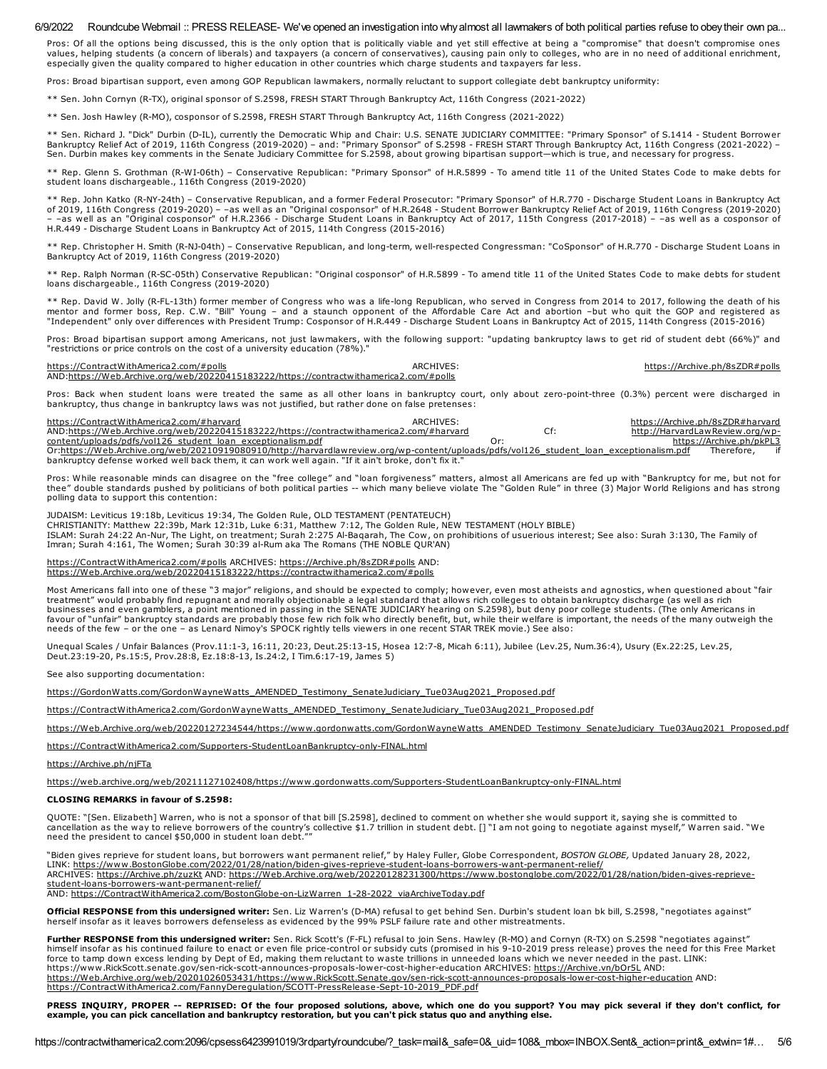Pros: Of all the options being discussed, this is the only option that is politically viable and yet still effective at being a "compromise" that doesn't compromise ones values, helping students (a concern of liberals) and taxpayers (a concern of conservatives), causing pain only to colleges, who are in no need of additional enrichment, especially given the quality compared to higher education in other countries which charge students and taxpayers far less.

Pros: Broad bipartisan support, even among GOP Republican lawmakers, normally reluctant to support collegiate debt bankruptcy uniformity:

** Sen. John Cornyn (R-TX), original sponsor of S.2598, FRESH START Through Bankruptcy Act, 116th Congress (2021-2022)

** Sen. Josh Hawley (R-MO), cosponsor of S.2598, FRESH START Through Bankruptcy Act, 116th Congress (2021-2022)

** Sen. Richard J. "Dick" Durbin (D-IL), currently the Democratic Whip and Chair: U.S. SENATE JUDICIARY COMMITTEE: "Primary Sponsor" of S.1414 - Student Borrower Bankruptcy Relief Act of 2019, 116th Congress (2019-2020) – and: "Primary Sponsor" of S.2598 - FRESH START Through Bankruptcy Act, 116th Congress (2021-2022) – Sen. Durbin makes key comments in the Senate Judiciary Committee for S.2598, about growing bipartisan support—which is true, and necessary for progress.

** Rep. Glenn S. Grothman (R-WI-06th) – Conservative Republican: "Primary Sponsor" of H.R.5899 - To amend title 11 of the United States Code to make debts for student loans dischargeable., 116th Congress (2019-2020)

** Rep. John Katko (R-NY-24th) – Conservative Republican, and a former Federal Prosecutor: "Primary Sponsor" of H.R.770 - Discharge Student Loans in Bankruptcy Act of 2019, 116th Congress (2019-2020) – –as well as an "Original cosponsor" of H.R.2648 - Student Borrower Bankruptcy Relief Act of 2019, 116th Congress (2019-2020) – –as well as an "Original cosponsor" of H.R.2366 - Discharge Student Loans in Bankruptcy Act of 2017, 115th Congress (2017-2018) – –as well as a cosponsor of H.R.449 - Discharge Student Loans in Bankruptcy Act of 2015, 114th Congress (2015-2016)

** Rep. Christopher H. Smith (R-NJ-04th) – Conservative Republican, and long-term, well-respected Congressman: "CoSponsor" of H.R.770 - Discharge Student Loans in Bankruptcy Act of 2019, 116th Congress (2019-2020)

** Rep. Ralph Norman (R-SC-05th) Conservative Republican: "Original cosponsor" of H.R.5899 - To amend title 11 of the United States Code to make debts for student loans dischargeable., 116th Congress (2019-2020)

** Rep. David W. Jolly (R-FL-13th) former member of Congress who was a life-long Republican, who served in Congress from 2014 to 2017, following the death of his mentor and former boss, Rep. C.W. "Bill" Young – and a staunch opponent of the Affordable Care Act and abortion –but who quit the GOP and registered as "Independent" only over differences with President Trump: Cosponsor of H.R.449 - Discharge Student Loans in Bankruptcy Act of 2015, 114th Congress (2015-2016)

Pros: Broad bipartisan support among Americans, not just lawmakers, with the following support: "updating bankruptcy laws to get rid of student debt (66%)" and "restrictions or price controls on the cost of a university education (78%)."

https://ContractWithAmerica2.com/#polls ARCHIVES: https://Archive.ph/8sZDR#polls AND:https://Web.Archive.org/web/20220415183222/https://contractwithamerica2.com/#polls

Pros: Back when student loans were treated the same as all other loans in bankruptcy court, only about zero-point-three (0.3%) percent were discharged in bankruptcy, thus change in bankruptcy laws was not justified, but rather done on false pretenses:

https://ContractWithAmerica2.com/#harvard ARCHIVES: https://Archive.ph/8sZDR#harvard AND:https://Web.Archive.org/web/20220415183222/https://contractwithamerica2.com/#harvard Cf: http://HarvardLawReview.org/wp-content/uploads/pdfs/vol126_student_loan_exceptionalism.pdf Or: https://Archive.ph/pkPL3 Or:https://Web.Archive.org/web/20210919080910/http://harvardlawreview.org/wp-content/uploads/pdfs/vol126_student_loan_exceptionalism.pdf Therefore, if bankruptcy defense worked well back them, it can work well again. "If it ain't broke, don't fix it."

Pros: While reasonable minds can disagree on the "free college" and "loan forgiveness" matters, almost all Americans are fed up with "Bankruptcy for me, but not for thee" double standards pushed by politicians of both political parties -- which many believe violate The "Golden Rule" in three (3) Major World Religions and has strong polling data to support this contention:

JUDAISM: Leviticus 19:18b, Leviticus 19:34, The Golden Rule, OLD TESTAMENT (PENTATEUCH)
CHRISTIANITY: Matthew 22:39b, Mark 12:31b, Luke 6:31, Matthew 7:12, The Golden Rule, NEW TESTAMENT (HOLY BIBLE)
ISLAM: Surah 24:22 An-Nur, The Light, on treatment; Surah 2:275 Al-Baqarah, The Cow, on prohibitions of usuerious interest; See also: Surah 3:130, The Family of Imran; Surah 4:161, The Women; Surah 30:39 al-Rum aka The Romans (THE NOBLE QUR'AN)

https://ContractWithAmerica2.com/#polls ARCHIVES: https://Archive.ph/8sZDR#polls AND: https://Web.Archive.org/web/20220415183222/https://contractwithamerica2.com/#polls

Most Americans fall into one of these "3 major" religions, and should be expected to comply; however, even most atheists and agnostics, when questioned about "fair treatment" would probably find repugnant and morally objectionable a legal standard that allows rich colleges to obtain bankruptcy discharge (as well as rich businesses and even gamblers, a point mentioned in passing in the SENATE JUDICIARY hearing on S.2598), but deny poor college students. (The only Americans in favour of "unfair" bankruptcy standards are probably those few rich folk who directly benefit, but, while their welfare is important, the needs of the many outweigh the needs of the few – or the one – as Lenard Nimoy's SPOCK rightly tells viewers in one recent STAR TREK movie.) See also:

Unequal Scales / Unfair Balances (Prov.11:1-3, 16:11, 20:23, Deut.25:13-15, Hosea 12:7-8, Micah 6:11), Jubilee (Lev.25, Num.36:4), Usury (Ex.22:25, Lev.25, Deut.23:19-20, Ps.15:5, Prov.28:8, Ez.18:8-13, Is.24:2, I Tim.6:17-19, James 5)

See also supporting documentation:

https://GordonWatts.com/GordonWayneWatts_AMENDED_Testimony_SenateJudiciary_Tue03Aug2021_Proposed.pdf

https://ContractWithAmerica2.com/GordonWayneWatts_AMENDED_Testimony_SenateJudiciary_Tue03Aug2021_Proposed.pdf

https://Web.Archive.org/web/20220127234544/https://www.gordonwatts.com/GordonWayneWatts_AMENDED_Testimony_SenateJudiciary_Tue03Aug2021_Proposed.pdf

https://ContractWithAmerica2.com/Supporters-StudentLoanBankruptcy-only-FINAL.html

https://Archive.ph/njFTa

https://web.archive.org/web/20211127102408/https://www.gordonwatts.com/Supporters-StudentLoanBankruptcy-only-FINAL.html

**CLOSING REMARKS in favour of S.2598:**

QUOTE: "[Sen. Elizabeth] Warren, who is not a sponsor of that bill [S.2598], declined to comment on whether she would support it, saying she is committed to cancellation as the way to relieve borrowers of the country's collective $1.7 trillion in student debt. [] "I am not going to negotiate against myself," Warren said. "We need the president to cancel $50,000 in student loan debt.""

"Biden gives reprieve for student loans, but borrowers want permanent relief," by Haley Fuller, Globe Correspondent, *BOSTON GLOBE*, Updated January 28, 2022, LINK: https://www.BostonGlobe.com/2022/01/28/nation/biden-gives-reprieve-student-loans-borrowers-want-permanent-relief/
ARCHIVES: https://Archive.ph/zuzKt AND: https://Web.Archive.org/web/20220128231300/https://www.bostonglobe.com/2022/01/28/nation/biden-gives-reprieve-student-loans-borrowers-want-permanent-relief/
AND: https://ContractWithAmerica2.com/BostonGlobe-on-LizWarren_1-28-2022_viaArchiveToday.pdf

**Official RESPONSE from this undersigned writer:** Sen. Liz Warren's (D-MA) refusal to get behind Sen. Durbin's student loan bk bill, S.2598, "negotiates against" herself insofar as it leaves borrowers defenseless as evidenced by the 99% PSLF failure rate and other mistreatments.

**Further RESPONSE from this undersigned writer:** Sen. Rick Scott's (F-FL) refusal to join Sens. Hawley (R-MO) and Cornyn (R-TX) on S.2598 "negotiates against" himself insofar as his continued failure to enact or even file price-control or subsidy cuts (promised in his 9-10-2019 press release) proves the need for this Free Market force to tamp down excess lending by Dept of Ed, making them reluctant to waste trillions in unneeded loans which we never needed in the past. LINK: https://www.RickScott.senate.gov/sen-rick-scott-announces-proposals-lower-cost-higher-education ARCHIVES: https://Archive.vn/bOr5L AND: https://Web.Archive.org/web/20201026053431/https://www.RickScott.Senate.gov/sen-rick-scott-announces-proposals-lower-cost-higher-education AND: https://ContractWithAmerica2.com/FannyDeregulation/SCOTT-PressRelease-Sept-10-2019_PDF.pdf

**PRESS INQUIRY, PROPER -- REPRISED: Of the four proposed solutions, above, which one do you support? You may pick several if they don't conflict, for example, you can pick cancellation and bankruptcy restoration, but you can't pick status quo and anything else.**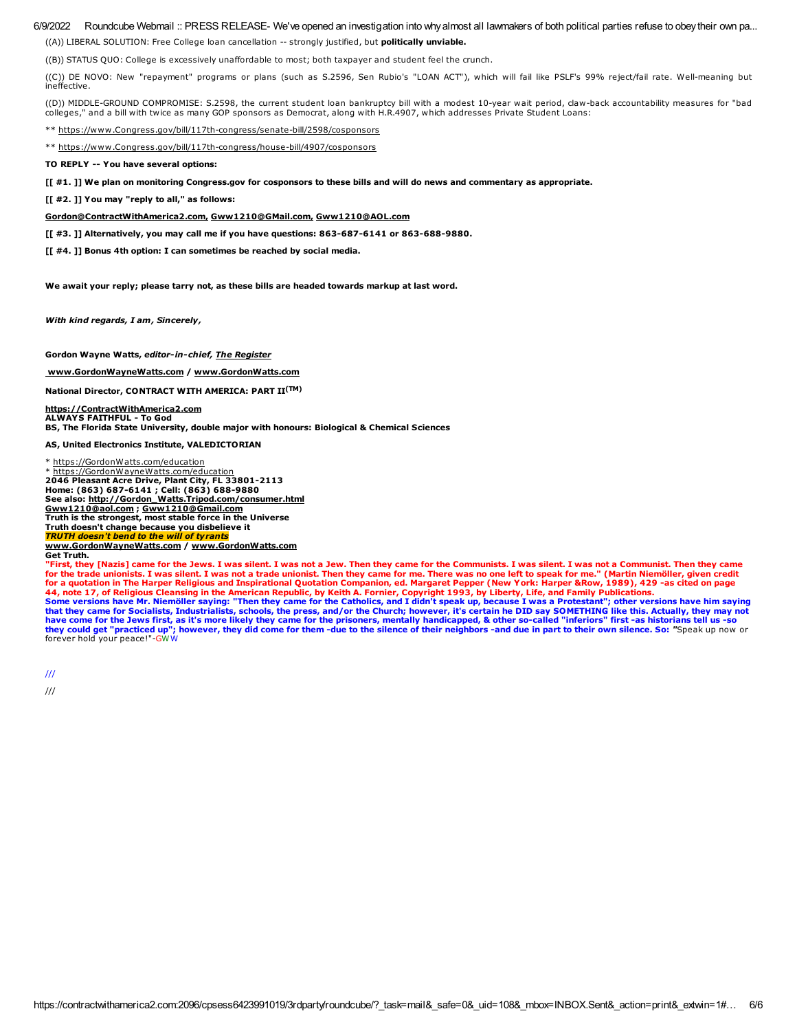((A)) LIBERAL SOLUTION: Free College loan cancellation -- strongly justified, but **politically unviable.**

((B)) STATUS QUO: College is excessively unaffordable to most; both taxpayer and student feel the crunch.

((C)) DE NOVO: New "repayment" programs or plans (such as S.2596, Sen Rubio's "LOAN ACT"), which will fail like PSLF's 99% reject/fail rate. Well-meaning but ineffective.

((D)) MIDDLE-GROUND COMPROMISE: S.2598, the current student loan bankruptcy bill with a modest 10-year wait period, claw-back accountability measures for "bad colleges," and a bill with twice as many GOP sponsors as Democrat, along with H.R.4907, which addresses Private Student Loans:

** https://www.Congress.gov/bill/117th-congress/senate-bill/2598/cosponsors

** https://www.Congress.gov/bill/117th-congress/house-bill/4907/cosponsors

**TO REPLY -- You have several options:**

**[[ #1. ]] We plan on monitoring Congress.gov for cosponsors to these bills and will do news and commentary as appropriate.**

**[[ #2. ]] You may "reply to all," as follows:**

**Gordon@ContractWithAmerica2.com, Gww1210@GMail.com, Gww1210@AOL.com**

**[[ #3. ]] Alternatively, you may call me if you have questions: 863-687-6141 or 863-688-9880.**

**[[ #4. ]] Bonus 4th option: I can sometimes be reached by social media.**

**We await your reply; please tarry not, as these bills are headed towards markup at last word.**

***With kind regards, I am, Sincerely,***

**Gordon Wayne Watts, *editor-in-chief, The Register***

**www.GordonWayneWatts.com / www.GordonWatts.com**

**National Director, CONTRACT WITH AMERICA: PART II(TM)**

**https://ContractWithAmerica2.com**
**ALWAYS FAITHFUL - To God**
**BS, The Florida State University, double major with honours: Biological & Chemical Sciences**

**AS, United Electronics Institute, VALEDICTORIAN**

* https://GordonWatts.com/education
* https://GordonWayneWatts.com/education
**2046 Pleasant Acre Drive, Plant City, FL 33801-2113**
**Home: (863) 687-6141 ; Cell: (863) 688-9880**
**See also: http://Gordon_Watts.Tripod.com/consumer.html**
**Gww1210@aol.com ; Gww1210@Gmail.com**
**Truth is the strongest, most stable force in the Universe**
**Truth doesn't change because you disbelieve it**
***TRUTH doesn't bend to the will of tyrants***
**www.GordonWayneWatts.com / www.GordonWatts.com**
**Get Truth.**
**"First, they [Nazis] came for the Jews. I was silent. I was not a Jew. Then they came for the Communists. I was silent. I was not a Communist. Then they came for the trade unionists. I was silent. I was not a trade unionist. Then they came for me. There was no one left to speak for me." (Martin Niemöller, given credit for a quotation in The Harper Religious and Inspirational Quotation Companion, ed. Margaret Pepper (New York: Harper &Row, 1989), 429 -as cited on page 44, note 17, of Religious Cleansing in the American Republic, by Keith A. Fornier, Copyright 1993, by Liberty, Life, and Family Publications.**
**Some versions have Mr. Niemöller saying: "Then they came for the Catholics, and I didn't speak up, because I was a Protestant"; other versions have him saying that they came for Socialists, Industrialists, schools, the press, and/or the Church; however, it's certain he DID say SOMETHING like this. Actually, they may not have come for the Jews first, as it's more likely they came for the prisoners, mentally handicapped, & other so-called "inferiors" first -as historians tell us -so they could get "practiced up"; however, they did come for them -due to the silence of their neighbors -and due in part to their own silence. So:** "Speak up now or forever hold your peace!"-GWW

///

///